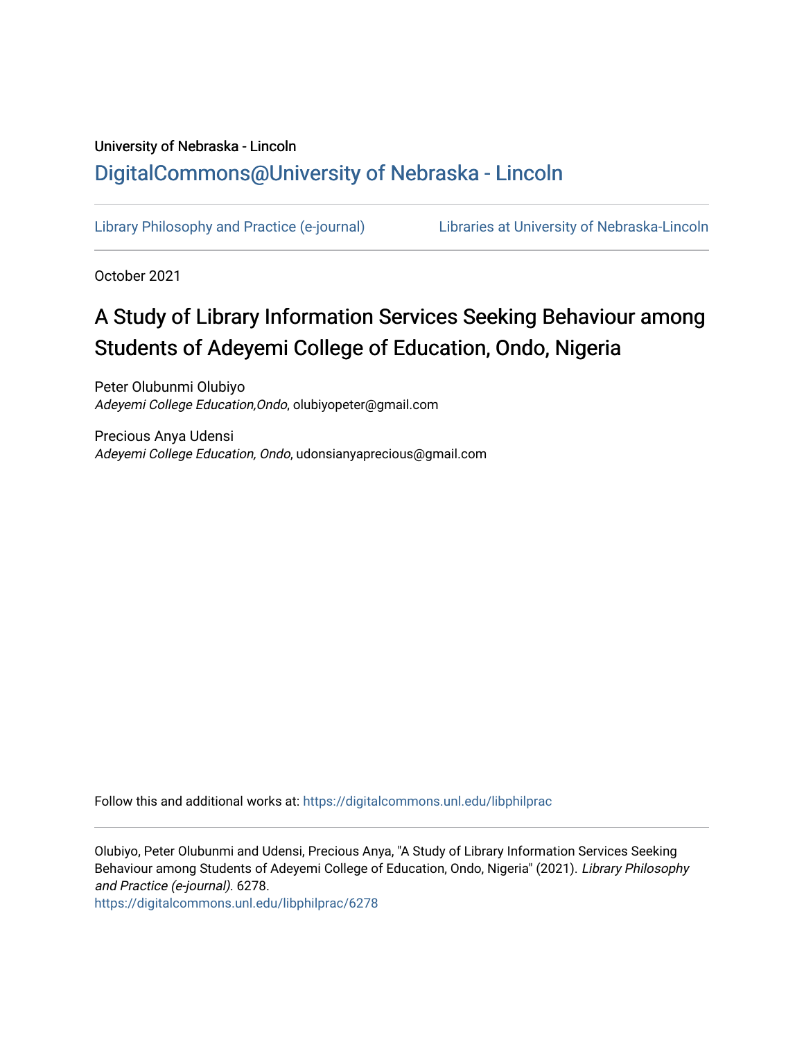University of Nebraska - Lincoln

DigitalCommons@University of Nebraska - Lincoln

Library Philosophy and Practice (e-journal) | Libraries at University of Nebraska-Lincoln

October 2021

# A Study of Library Information Services Seeking Behaviour among Students of Adeyemi College of Education, Ondo, Nigeria

Peter Olubunmi Olubiyo
*Adeyemi College Education,Ondo*, olubiyopeter@gmail.com

Precious Anya Udensi
*Adeyemi College Education, Ondo*, udonsianyaprecious@gmail.com

Follow this and additional works at: https://digitalcommons.unl.edu/libphilprac

Olubiyo, Peter Olubunmi and Udensi, Precious Anya, "A Study of Library Information Services Seeking Behaviour among Students of Adeyemi College of Education, Ondo, Nigeria" (2021). *Library Philosophy and Practice (e-journal)*. 6278.
https://digitalcommons.unl.edu/libphilprac/6278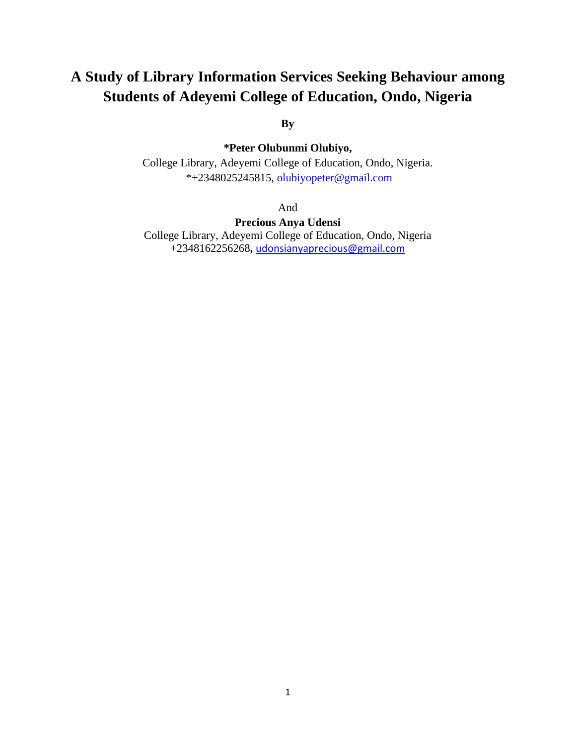# A Study of Library Information Services Seeking Behaviour among Students of Adeyemi College of Education, Ondo, Nigeria

**By**

**\*Peter Olubunmi Olubiyo,**

College Library, Adeyemi College of Education, Ondo, Nigeria.

\*+2348025245815, olubiyopeter@gmail.com

And

**Precious Anya Udensi**

College Library, Adeyemi College of Education, Ondo, Nigeria

+2348162256268, udonsianyaprecious@gmail.com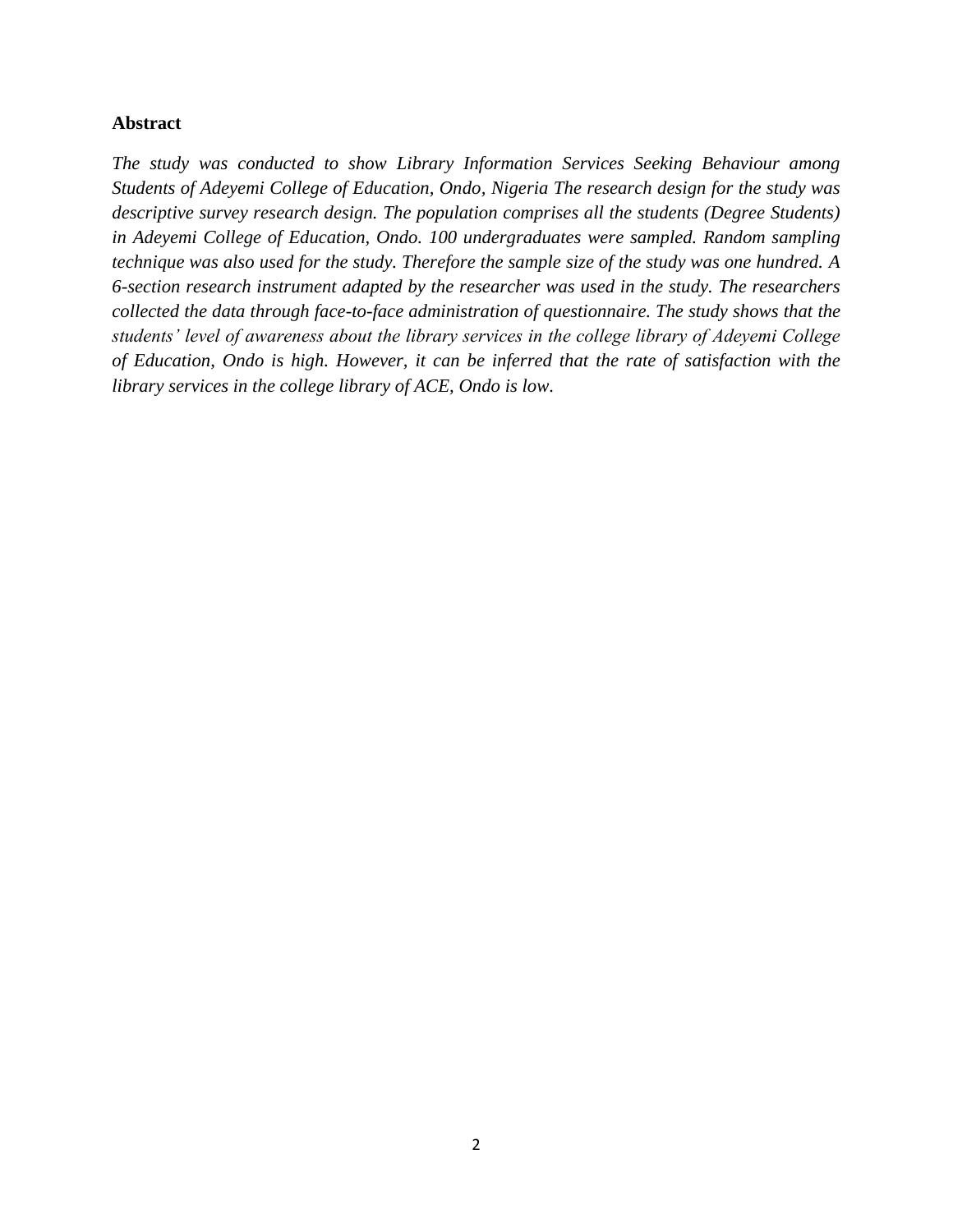## Abstract

*The study was conducted to show Library Information Services Seeking Behaviour among Students of Adeyemi College of Education, Ondo, Nigeria The research design for the study was descriptive survey research design. The population comprises all the students (Degree Students) in Adeyemi College of Education, Ondo. 100 undergraduates were sampled. Random sampling technique was also used for the study. Therefore the sample size of the study was one hundred. A 6-section research instrument adapted by the researcher was used in the study. The researchers collected the data through face-to-face administration of questionnaire. The study shows that the students' level of awareness about the library services in the college library of Adeyemi College of Education, Ondo is high. However, it can be inferred that the rate of satisfaction with the library services in the college library of ACE, Ondo is low.*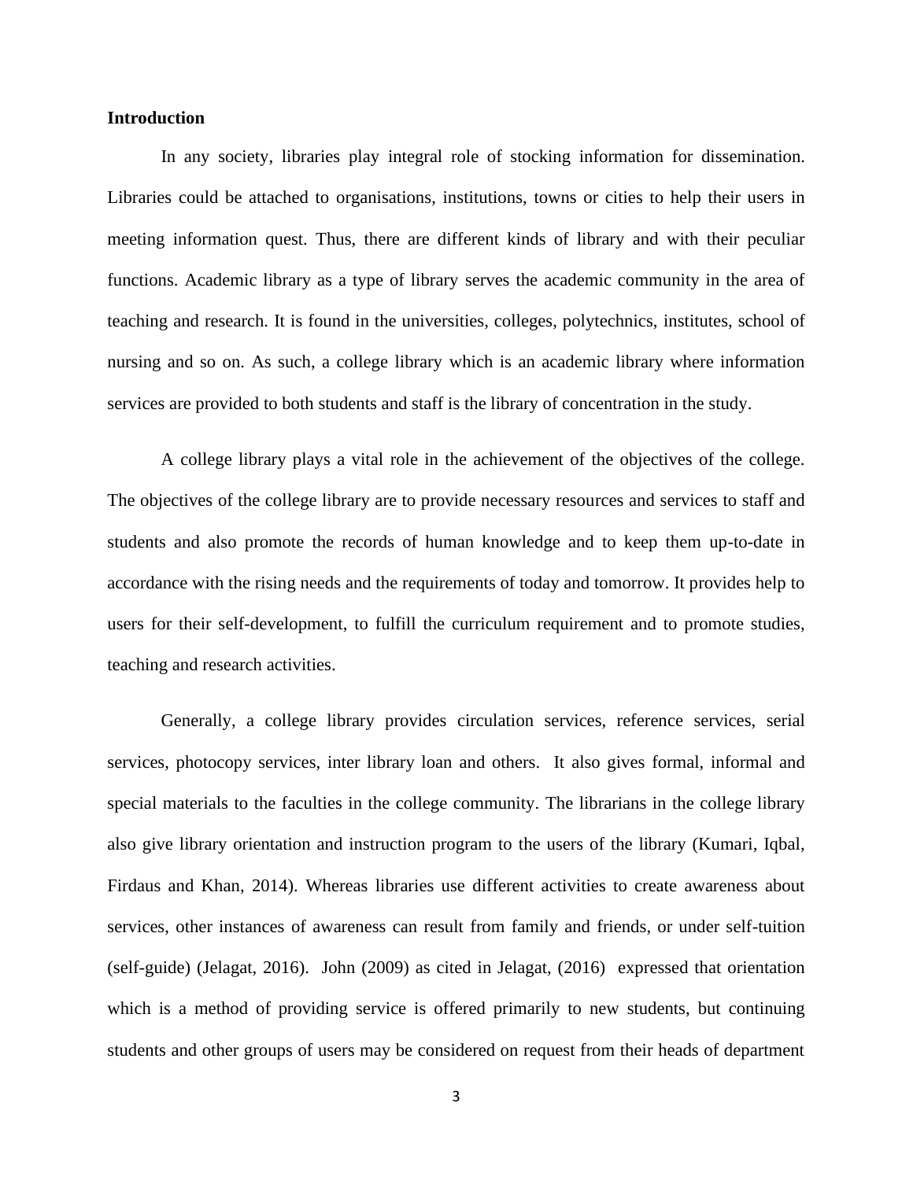**Introduction**

In any society, libraries play integral role of stocking information for dissemination. Libraries could be attached to organisations, institutions, towns or cities to help their users in meeting information quest. Thus, there are different kinds of library and with their peculiar functions. Academic library as a type of library serves the academic community in the area of teaching and research. It is found in the universities, colleges, polytechnics, institutes, school of nursing and so on. As such, a college library which is an academic library where information services are provided to both students and staff is the library of concentration in the study.

A college library plays a vital role in the achievement of the objectives of the college. The objectives of the college library are to provide necessary resources and services to staff and students and also promote the records of human knowledge and to keep them up-to-date in accordance with the rising needs and the requirements of today and tomorrow. It provides help to users for their self-development, to fulfill the curriculum requirement and to promote studies, teaching and research activities.

Generally, a college library provides circulation services, reference services, serial services, photocopy services, inter library loan and others. It also gives formal, informal and special materials to the faculties in the college community. The librarians in the college library also give library orientation and instruction program to the users of the library (Kumari, Iqbal, Firdaus and Khan, 2014). Whereas libraries use different activities to create awareness about services, other instances of awareness can result from family and friends, or under self-tuition (self-guide) (Jelagat, 2016). John (2009) as cited in Jelagat, (2016) expressed that orientation which is a method of providing service is offered primarily to new students, but continuing students and other groups of users may be considered on request from their heads of department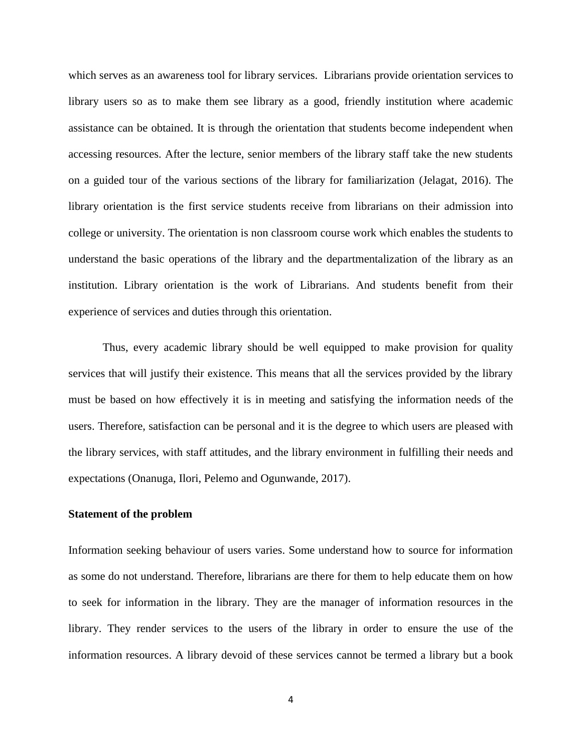which serves as an awareness tool for library services. Librarians provide orientation services to library users so as to make them see library as a good, friendly institution where academic assistance can be obtained. It is through the orientation that students become independent when accessing resources. After the lecture, senior members of the library staff take the new students on a guided tour of the various sections of the library for familiarization (Jelagat, 2016). The library orientation is the first service students receive from librarians on their admission into college or university. The orientation is non classroom course work which enables the students to understand the basic operations of the library and the departmentalization of the library as an institution. Library orientation is the work of Librarians. And students benefit from their experience of services and duties through this orientation.

Thus, every academic library should be well equipped to make provision for quality services that will justify their existence. This means that all the services provided by the library must be based on how effectively it is in meeting and satisfying the information needs of the users. Therefore, satisfaction can be personal and it is the degree to which users are pleased with the library services, with staff attitudes, and the library environment in fulfilling their needs and expectations (Onanuga, Ilori, Pelemo and Ogunwande, 2017).

**Statement of the problem**

Information seeking behaviour of users varies. Some understand how to source for information as some do not understand. Therefore, librarians are there for them to help educate them on how to seek for information in the library. They are the manager of information resources in the library. They render services to the users of the library in order to ensure the use of the information resources. A library devoid of these services cannot be termed a library but a book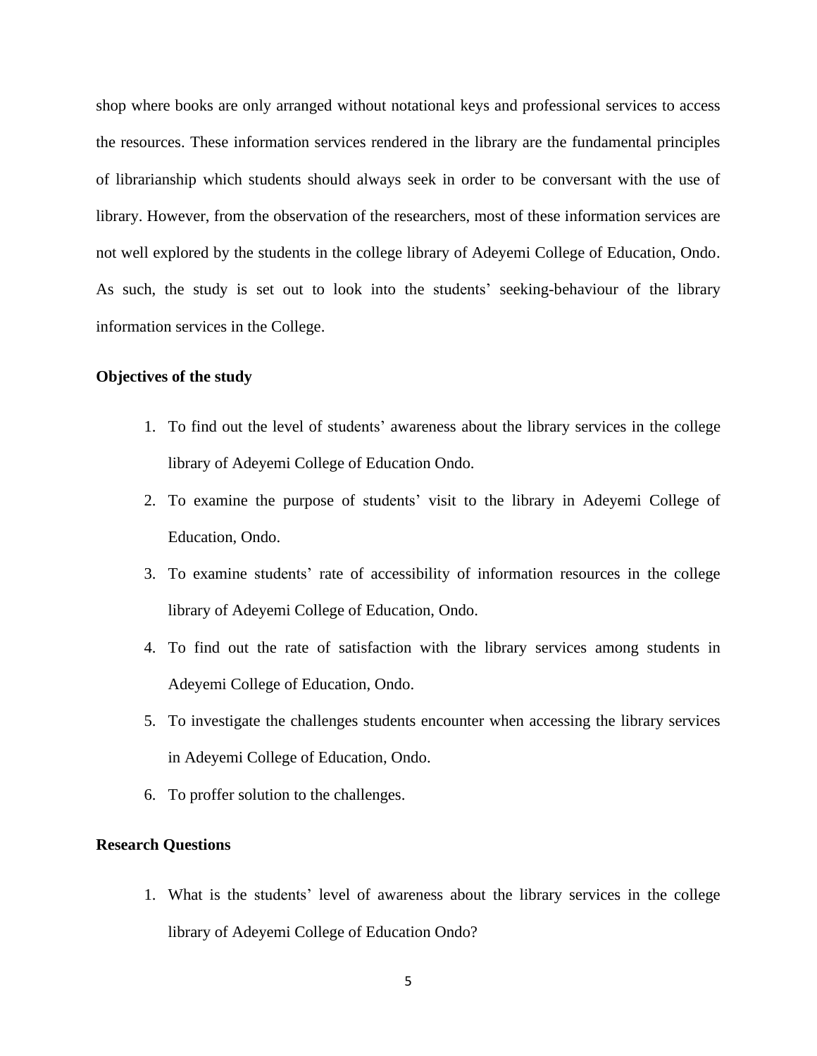shop where books are only arranged without notational keys and professional services to access the resources. These information services rendered in the library are the fundamental principles of librarianship which students should always seek in order to be conversant with the use of library. However, from the observation of the researchers, most of these information services are not well explored by the students in the college library of Adeyemi College of Education, Ondo. As such, the study is set out to look into the students' seeking-behaviour of the library information services in the College.

**Objectives of the study**

1. To find out the level of students' awareness about the library services in the college library of Adeyemi College of Education Ondo.
2. To examine the purpose of students' visit to the library in Adeyemi College of Education, Ondo.
3. To examine students' rate of accessibility of information resources in the college library of Adeyemi College of Education, Ondo.
4. To find out the rate of satisfaction with the library services among students in Adeyemi College of Education, Ondo.
5. To investigate the challenges students encounter when accessing the library services in Adeyemi College of Education, Ondo.
6. To proffer solution to the challenges.

**Research Questions**

1. What is the students' level of awareness about the library services in the college library of Adeyemi College of Education Ondo?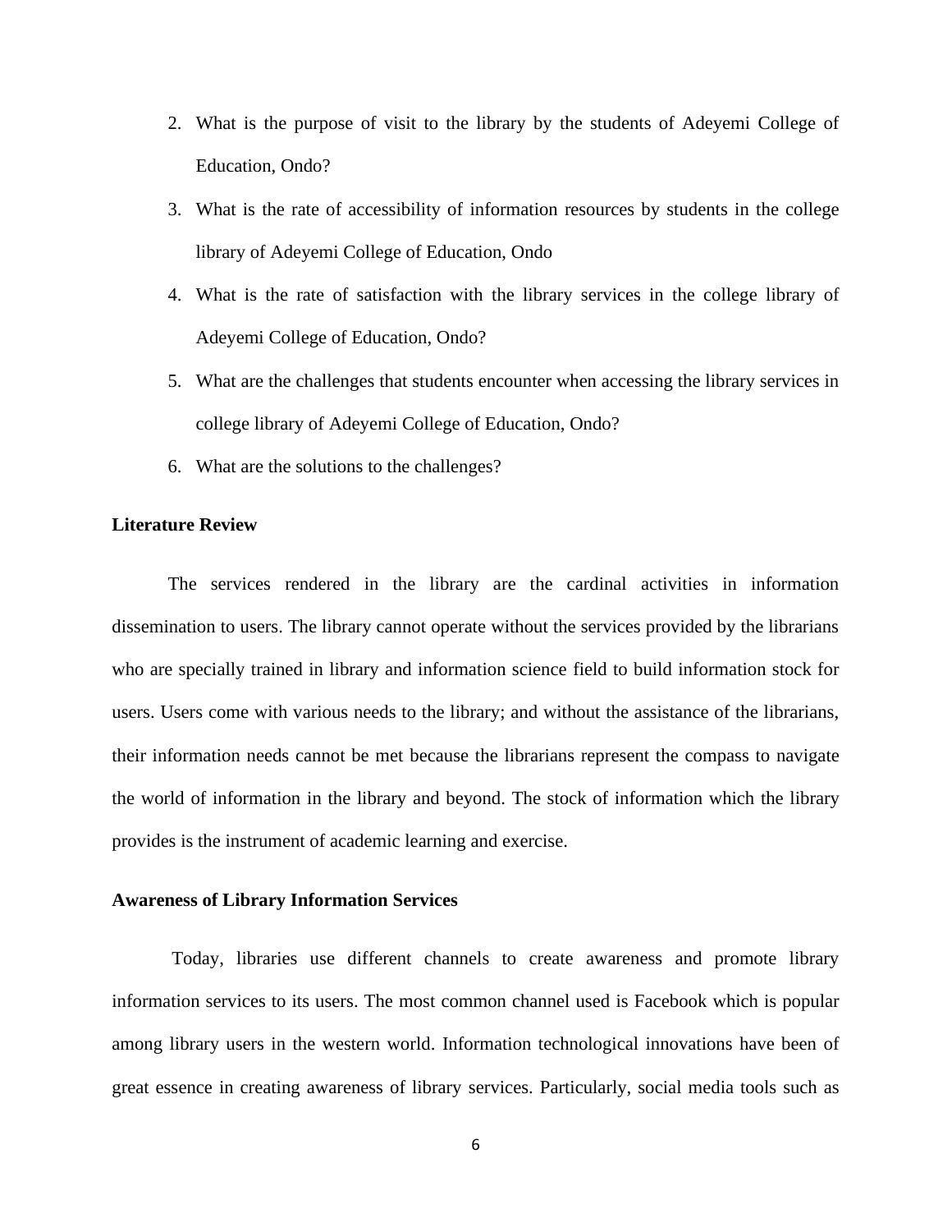2. What is the purpose of visit to the library by the students of Adeyemi College of Education, Ondo?
3. What is the rate of accessibility of information resources by students in the college library of Adeyemi College of Education, Ondo
4. What is the rate of satisfaction with the library services in the college library of Adeyemi College of Education, Ondo?
5. What are the challenges that students encounter when accessing the library services in college library of Adeyemi College of Education, Ondo?
6. What are the solutions to the challenges?

**Literature Review**

The services rendered in the library are the cardinal activities in information dissemination to users. The library cannot operate without the services provided by the librarians who are specially trained in library and information science field to build information stock for users. Users come with various needs to the library; and without the assistance of the librarians, their information needs cannot be met because the librarians represent the compass to navigate the world of information in the library and beyond. The stock of information which the library provides is the instrument of academic learning and exercise.

**Awareness of Library Information Services**

Today, libraries use different channels to create awareness and promote library information services to its users. The most common channel used is Facebook which is popular among library users in the western world. Information technological innovations have been of great essence in creating awareness of library services. Particularly, social media tools such as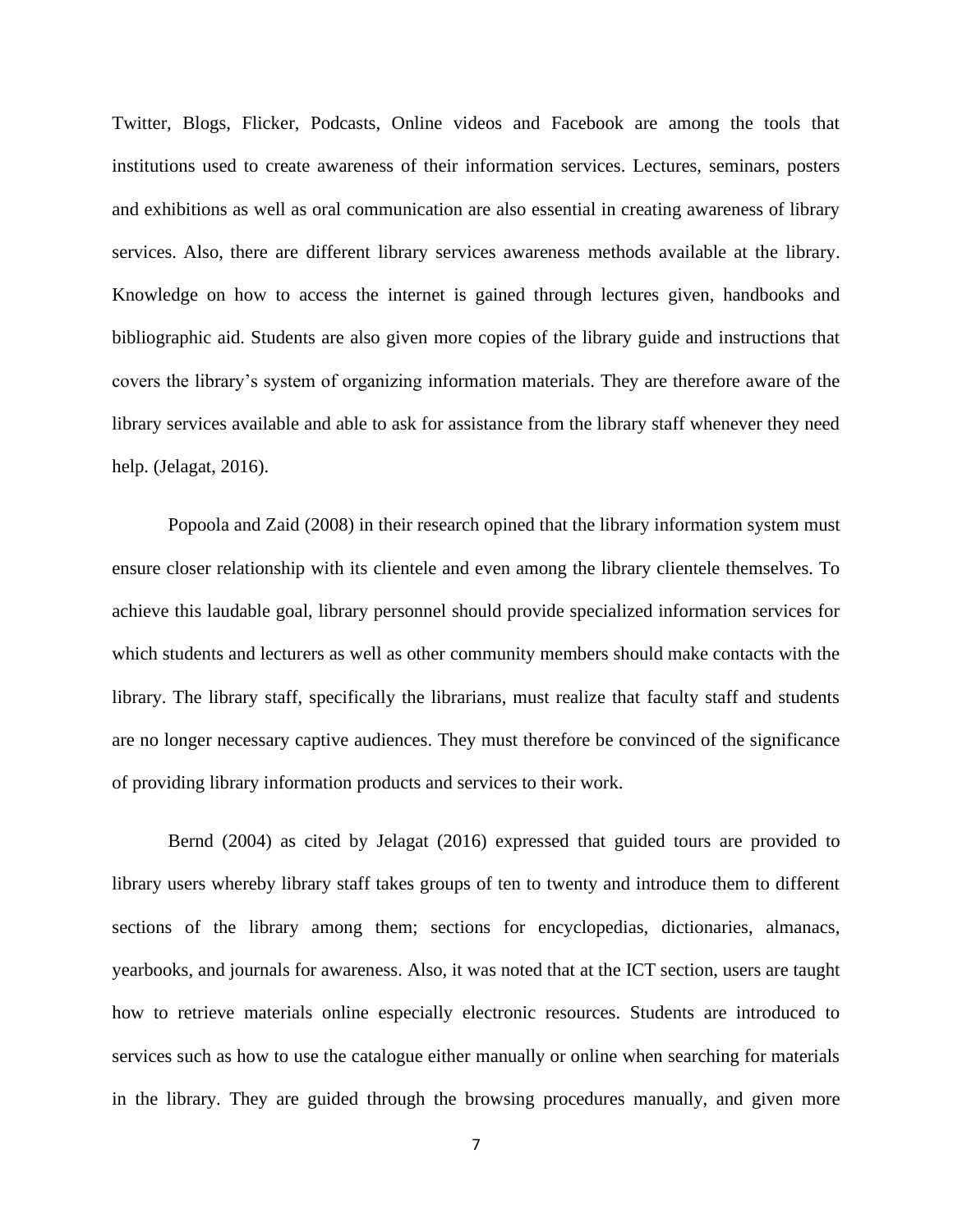Twitter, Blogs, Flicker, Podcasts, Online videos and Facebook are among the tools that institutions used to create awareness of their information services. Lectures, seminars, posters and exhibitions as well as oral communication are also essential in creating awareness of library services. Also, there are different library services awareness methods available at the library. Knowledge on how to access the internet is gained through lectures given, handbooks and bibliographic aid. Students are also given more copies of the library guide and instructions that covers the library's system of organizing information materials. They are therefore aware of the library services available and able to ask for assistance from the library staff whenever they need help. (Jelagat, 2016).

Popoola and Zaid (2008) in their research opined that the library information system must ensure closer relationship with its clientele and even among the library clientele themselves. To achieve this laudable goal, library personnel should provide specialized information services for which students and lecturers as well as other community members should make contacts with the library. The library staff, specifically the librarians, must realize that faculty staff and students are no longer necessary captive audiences. They must therefore be convinced of the significance of providing library information products and services to their work.

Bernd (2004) as cited by Jelagat (2016) expressed that guided tours are provided to library users whereby library staff takes groups of ten to twenty and introduce them to different sections of the library among them; sections for encyclopedias, dictionaries, almanacs, yearbooks, and journals for awareness. Also, it was noted that at the ICT section, users are taught how to retrieve materials online especially electronic resources. Students are introduced to services such as how to use the catalogue either manually or online when searching for materials in the library. They are guided through the browsing procedures manually, and given more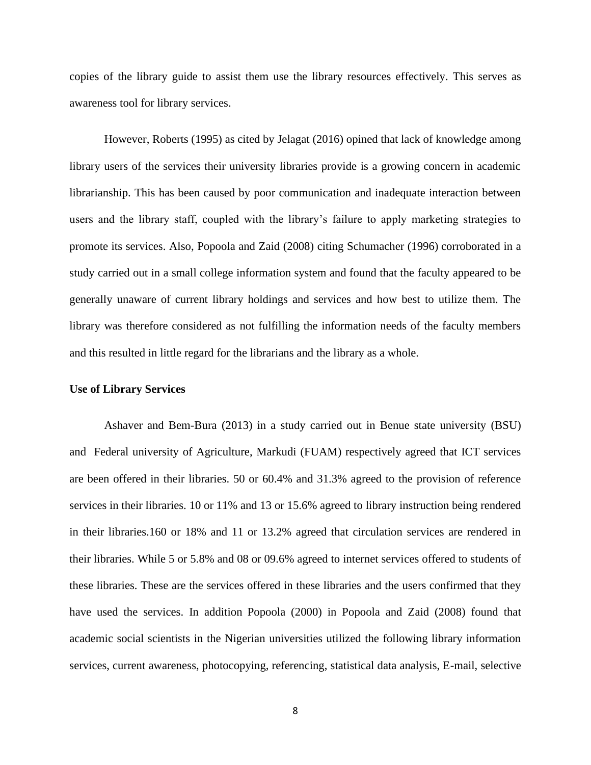copies of the library guide to assist them use the library resources effectively. This serves as awareness tool for library services.

However, Roberts (1995) as cited by Jelagat (2016) opined that lack of knowledge among library users of the services their university libraries provide is a growing concern in academic librarianship. This has been caused by poor communication and inadequate interaction between users and the library staff, coupled with the library's failure to apply marketing strategies to promote its services. Also, Popoola and Zaid (2008) citing Schumacher (1996) corroborated in a study carried out in a small college information system and found that the faculty appeared to be generally unaware of current library holdings and services and how best to utilize them. The library was therefore considered as not fulfilling the information needs of the faculty members and this resulted in little regard for the librarians and the library as a whole.

**Use of Library Services**

Ashaver and Bem-Bura (2013) in a study carried out in Benue state university (BSU) and Federal university of Agriculture, Markudi (FUAM) respectively agreed that ICT services are been offered in their libraries. 50 or 60.4% and 31.3% agreed to the provision of reference services in their libraries. 10 or 11% and 13 or 15.6% agreed to library instruction being rendered in their libraries.160 or 18% and 11 or 13.2% agreed that circulation services are rendered in their libraries. While 5 or 5.8% and 08 or 09.6% agreed to internet services offered to students of these libraries. These are the services offered in these libraries and the users confirmed that they have used the services. In addition Popoola (2000) in Popoola and Zaid (2008) found that academic social scientists in the Nigerian universities utilized the following library information services, current awareness, photocopying, referencing, statistical data analysis, E-mail, selective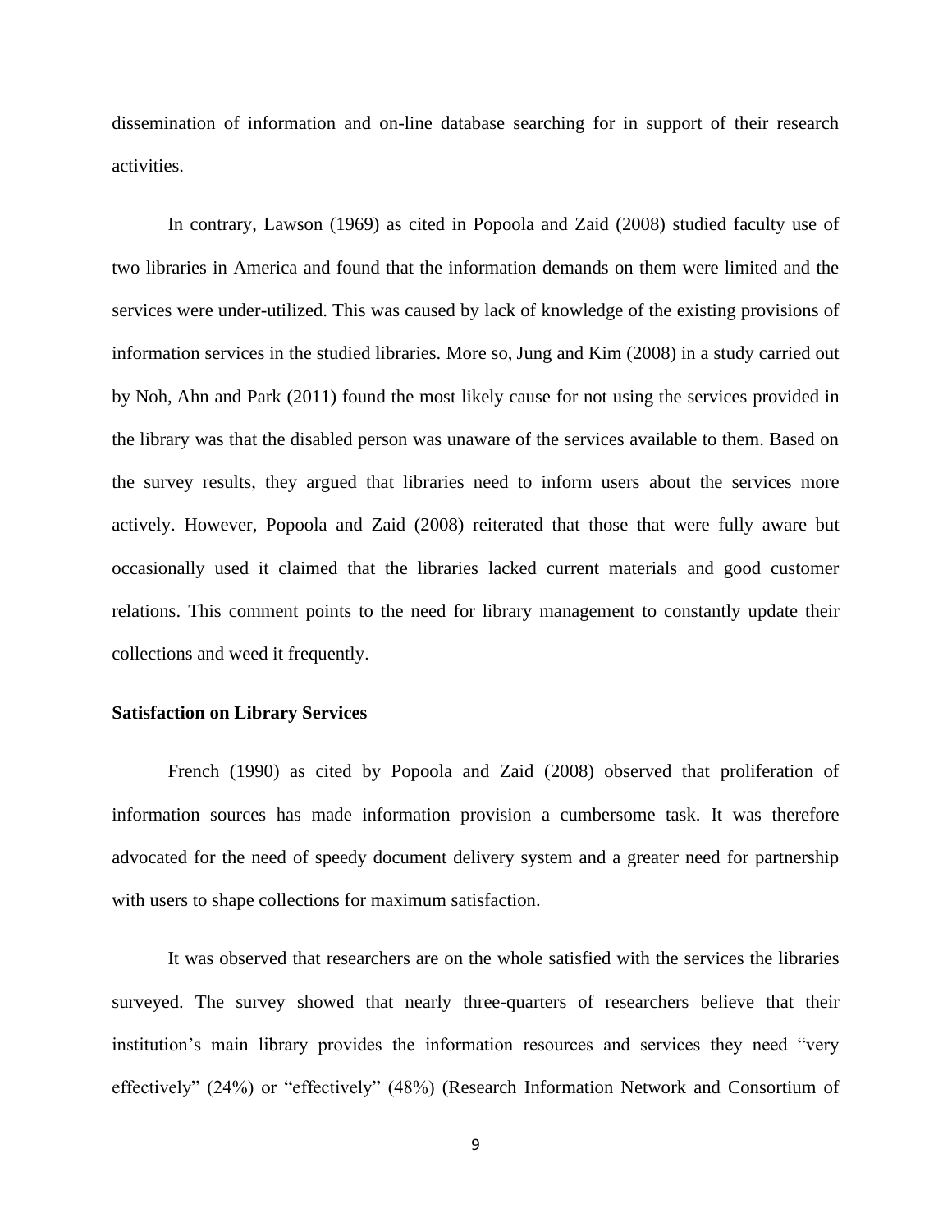dissemination of information and on-line database searching for in support of their research activities.

In contrary, Lawson (1969) as cited in Popoola and Zaid (2008) studied faculty use of two libraries in America and found that the information demands on them were limited and the services were under-utilized. This was caused by lack of knowledge of the existing provisions of information services in the studied libraries. More so, Jung and Kim (2008) in a study carried out by Noh, Ahn and Park (2011) found the most likely cause for not using the services provided in the library was that the disabled person was unaware of the services available to them. Based on the survey results, they argued that libraries need to inform users about the services more actively. However, Popoola and Zaid (2008) reiterated that those that were fully aware but occasionally used it claimed that the libraries lacked current materials and good customer relations. This comment points to the need for library management to constantly update their collections and weed it frequently.

**Satisfaction on Library Services**

French (1990) as cited by Popoola and Zaid (2008) observed that proliferation of information sources has made information provision a cumbersome task. It was therefore advocated for the need of speedy document delivery system and a greater need for partnership with users to shape collections for maximum satisfaction.

It was observed that researchers are on the whole satisfied with the services the libraries surveyed. The survey showed that nearly three-quarters of researchers believe that their institution's main library provides the information resources and services they need "very effectively" (24%) or "effectively" (48%) (Research Information Network and Consortium of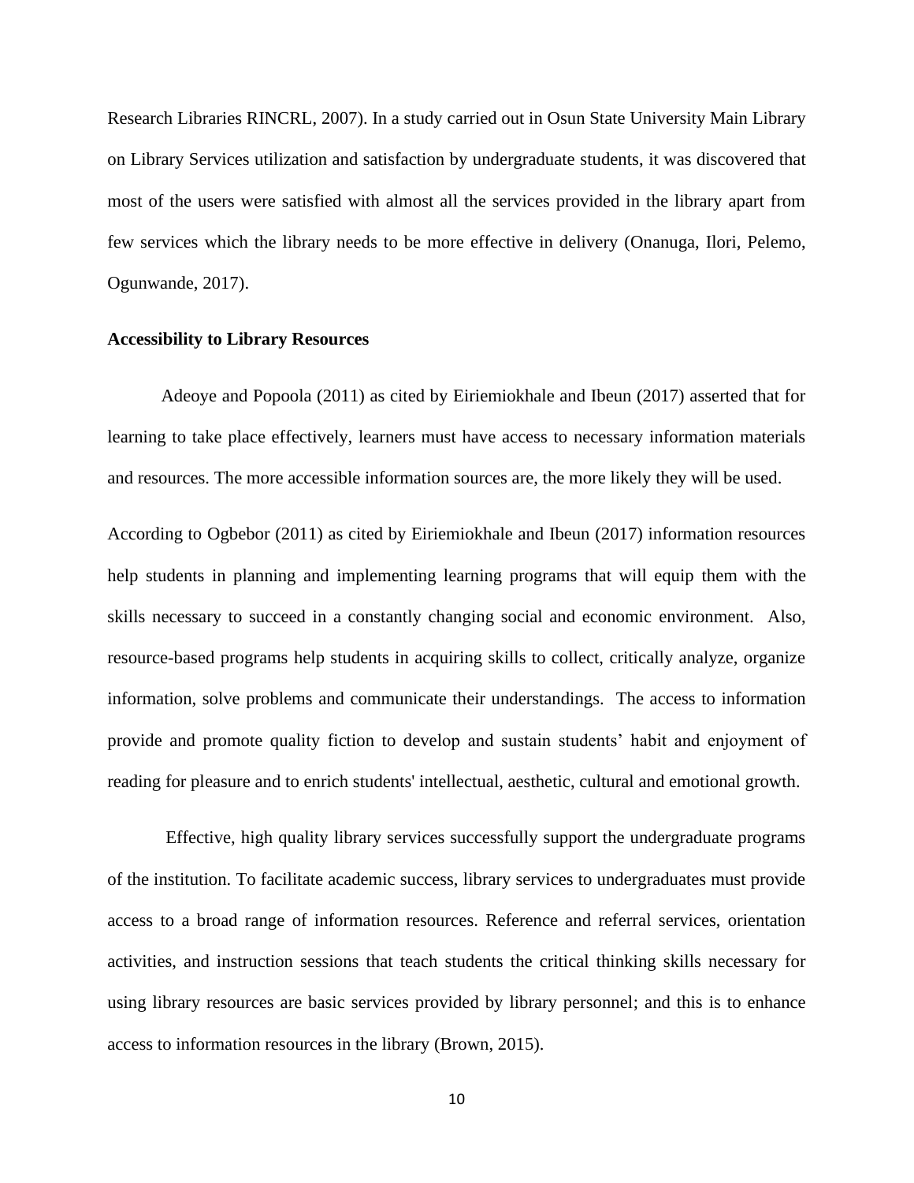Research Libraries RINCRL, 2007). In a study carried out in Osun State University Main Library on Library Services utilization and satisfaction by undergraduate students, it was discovered that most of the users were satisfied with almost all the services provided in the library apart from few services which the library needs to be more effective in delivery (Onanuga, Ilori, Pelemo, Ogunwande, 2017).

**Accessibility to Library Resources**

Adeoye and Popoola (2011) as cited by Eiriemiokhale and Ibeun (2017) asserted that for learning to take place effectively, learners must have access to necessary information materials and resources. The more accessible information sources are, the more likely they will be used.

According to Ogbebor (2011) as cited by Eiriemiokhale and Ibeun (2017) information resources help students in planning and implementing learning programs that will equip them with the skills necessary to succeed in a constantly changing social and economic environment. Also, resource-based programs help students in acquiring skills to collect, critically analyze, organize information, solve problems and communicate their understandings. The access to information provide and promote quality fiction to develop and sustain students' habit and enjoyment of reading for pleasure and to enrich students' intellectual, aesthetic, cultural and emotional growth.

Effective, high quality library services successfully support the undergraduate programs of the institution. To facilitate academic success, library services to undergraduates must provide access to a broad range of information resources. Reference and referral services, orientation activities, and instruction sessions that teach students the critical thinking skills necessary for using library resources are basic services provided by library personnel; and this is to enhance access to information resources in the library (Brown, 2015).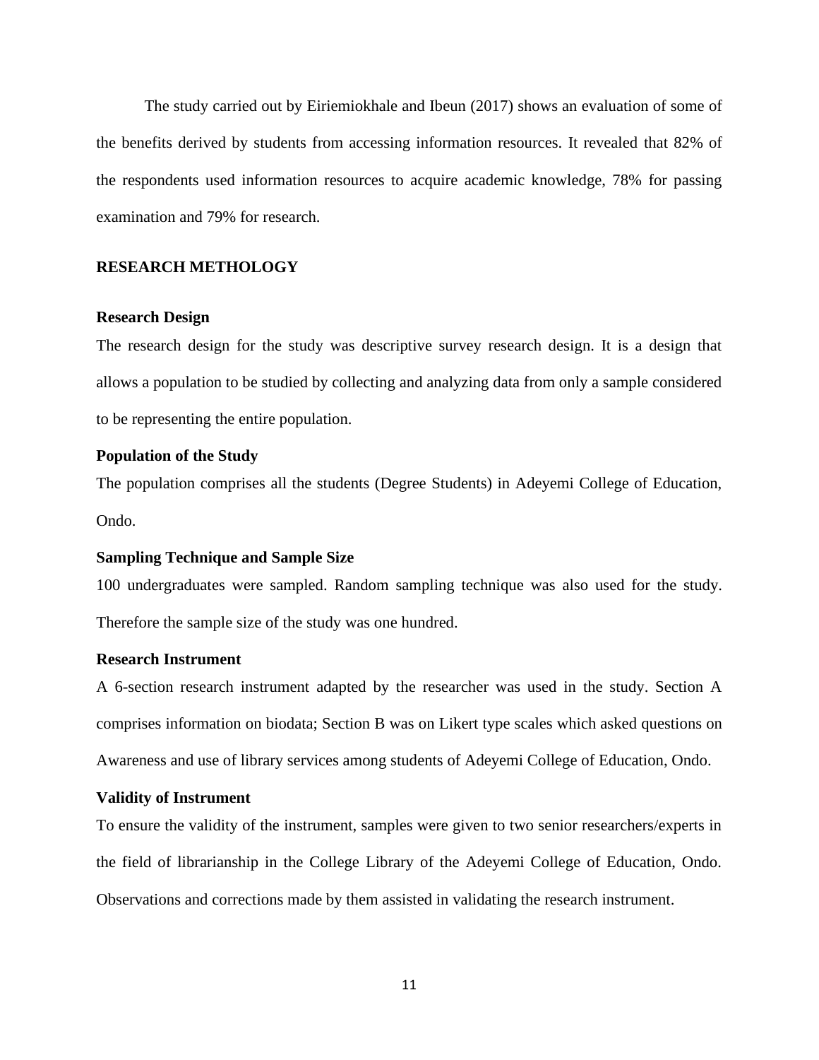The study carried out by Eiriemiokhale and Ibeun (2017) shows an evaluation of some of the benefits derived by students from accessing information resources. It revealed that 82% of the respondents used information resources to acquire academic knowledge, 78% for passing examination and 79% for research.

## RESEARCH METHOLOGY

### Research Design

The research design for the study was descriptive survey research design. It is a design that allows a population to be studied by collecting and analyzing data from only a sample considered to be representing the entire population.

### Population of the Study

The population comprises all the students (Degree Students) in Adeyemi College of Education, Ondo.

### Sampling Technique and Sample Size

100 undergraduates were sampled. Random sampling technique was also used for the study. Therefore the sample size of the study was one hundred.

### Research Instrument

A 6-section research instrument adapted by the researcher was used in the study. Section A comprises information on biodata; Section B was on Likert type scales which asked questions on Awareness and use of library services among students of Adeyemi College of Education, Ondo.

### Validity of Instrument

To ensure the validity of the instrument, samples were given to two senior researchers/experts in the field of librarianship in the College Library of the Adeyemi College of Education, Ondo. Observations and corrections made by them assisted in validating the research instrument.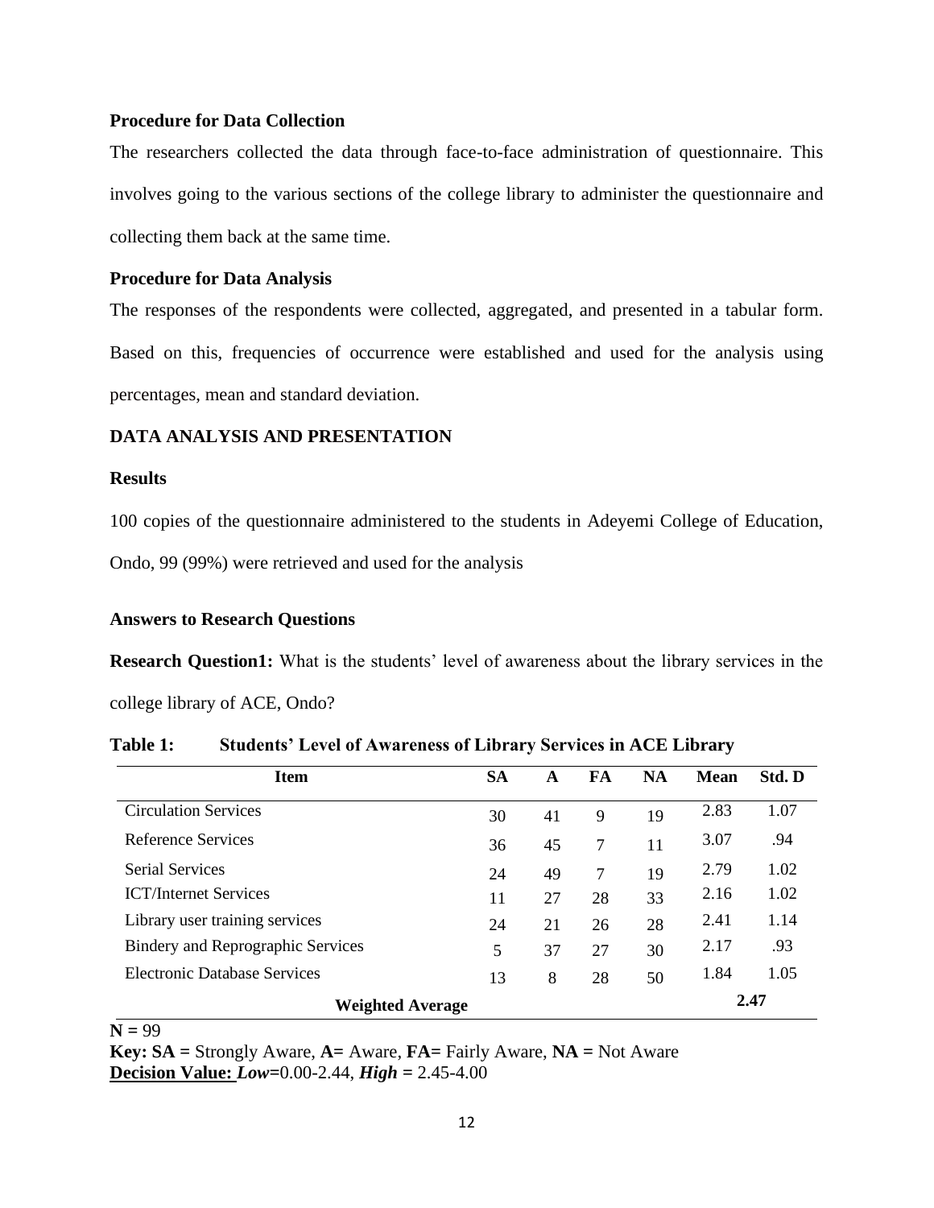**Procedure for Data Collection**

The researchers collected the data through face-to-face administration of questionnaire. This involves going to the various sections of the college library to administer the questionnaire and collecting them back at the same time.

**Procedure for Data Analysis**

The responses of the respondents were collected, aggregated, and presented in a tabular form. Based on this, frequencies of occurrence were established and used for the analysis using percentages, mean and standard deviation.

## DATA ANALYSIS AND PRESENTATION

**Results**

100 copies of the questionnaire administered to the students in Adeyemi College of Education, Ondo, 99 (99%) were retrieved and used for the analysis

**Answers to Research Questions**

**Research Question1:** What is the students' level of awareness about the library services in the college library of ACE, Ondo?

**Table 1: Students' Level of Awareness of Library Services in ACE Library**

| Item | SA | A | FA | NA | Mean | Std. D |
|---|---|---|---|---|---|---|
| Circulation Services | 30 | 41 | 9 | 19 | 2.83 | 1.07 |
| Reference Services | 36 | 45 | 7 | 11 | 3.07 | .94 |
| Serial Services | 24 | 49 | 7 | 19 | 2.79 | 1.02 |
| ICT/Internet Services | 11 | 27 | 28 | 33 | 2.16 | 1.02 |
| Library user training services | 24 | 21 | 26 | 28 | 2.41 | 1.14 |
| Bindery and Reprographic Services | 5 | 37 | 27 | 30 | 2.17 | .93 |
| Electronic Database Services | 13 | 8 | 28 | 50 | 1.84 | 1.05 |
| **Weighted Average** | | | | | **2.47** | |

**N =** 99

**Key: SA =** Strongly Aware, **A=** Aware, **FA=** Fairly Aware, **NA =** Not Aware

**Decision Value:** ***Low***=0.00-2.44, ***High*** = 2.45-4.00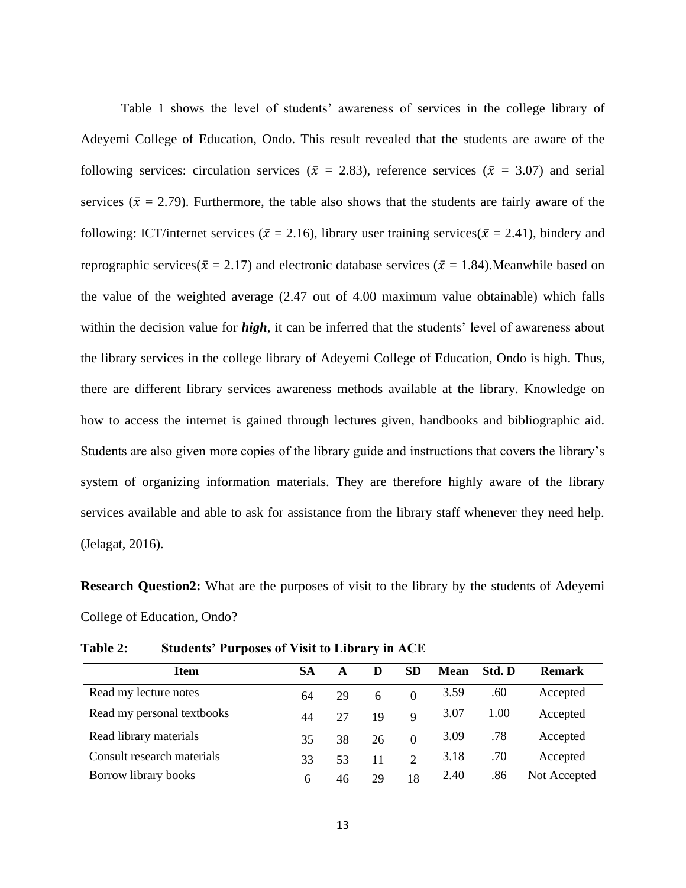Table 1 shows the level of students' awareness of services in the college library of Adeyemi College of Education, Ondo. This result revealed that the students are aware of the following services: circulation services ($\bar{x}$ = 2.83), reference services ($\bar{x}$ = 3.07) and serial services ($\bar{x}$ = 2.79). Furthermore, the table also shows that the students are fairly aware of the following: ICT/internet services ($\bar{x}$ = 2.16), library user training services($\bar{x}$ = 2.41), bindery and reprographic services($\bar{x}$ = 2.17) and electronic database services ($\bar{x}$ = 1.84).Meanwhile based on the value of the weighted average (2.47 out of 4.00 maximum value obtainable) which falls within the decision value for ***high***, it can be inferred that the students' level of awareness about the library services in the college library of Adeyemi College of Education, Ondo is high. Thus, there are different library services awareness methods available at the library. Knowledge on how to access the internet is gained through lectures given, handbooks and bibliographic aid. Students are also given more copies of the library guide and instructions that covers the library's system of organizing information materials. They are therefore highly aware of the library services available and able to ask for assistance from the library staff whenever they need help. (Jelagat, 2016).

**Research Question2:** What are the purposes of visit to the library by the students of Adeyemi College of Education, Ondo?

**Table 2: Students' Purposes of Visit to Library in ACE**

| Item | SA | A | D | SD | Mean | Std. D | Remark |
|---|---|---|---|---|---|---|---|
| Read my lecture notes | 64 | 29 | 6 | 0 | 3.59 | .60 | Accepted |
| Read my personal textbooks | 44 | 27 | 19 | 9 | 3.07 | 1.00 | Accepted |
| Read library materials | 35 | 38 | 26 | 0 | 3.09 | .78 | Accepted |
| Consult research materials | 33 | 53 | 11 | 2 | 3.18 | .70 | Accepted |
| Borrow library books | 6 | 46 | 29 | 18 | 2.40 | .86 | Not Accepted |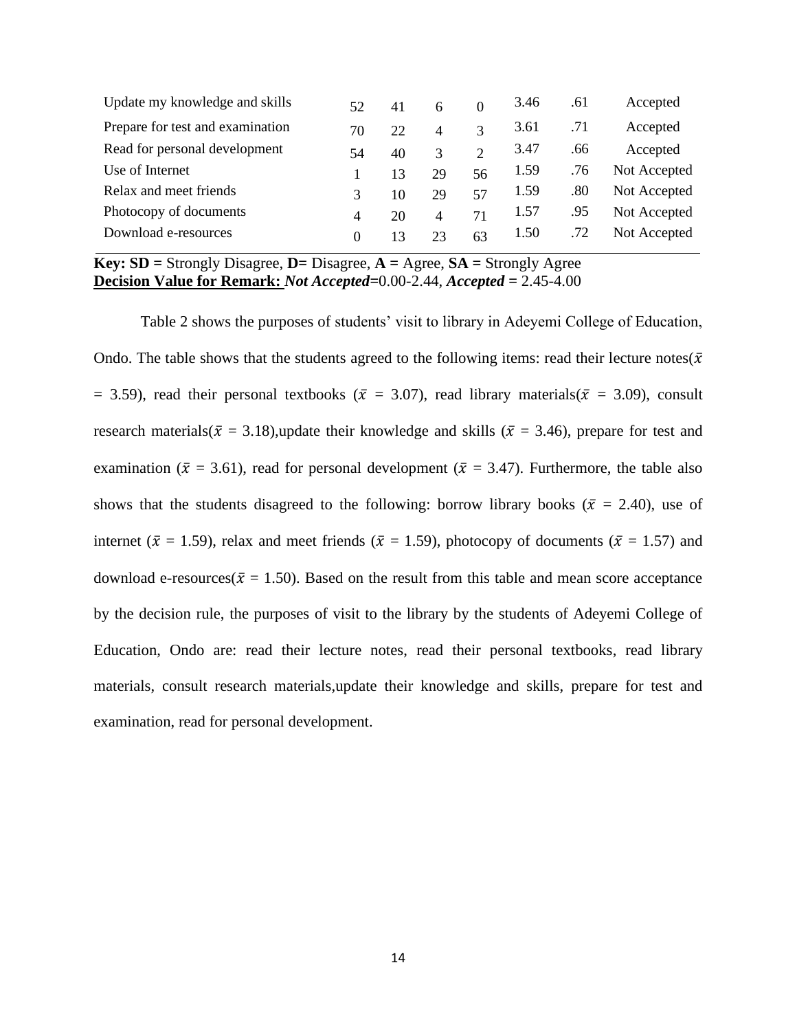| | | | | | | | |
|---|---|---|---|---|---|---|---|
| Update my knowledge and skills | 52 | 41 | 6 | 0 | 3.46 | .61 | Accepted |
| Prepare for test and examination | 70 | 22 | 4 | 3 | 3.61 | .71 | Accepted |
| Read for personal development | 54 | 40 | 3 | 2 | 3.47 | .66 | Accepted |
| Use of Internet | 1 | 13 | 29 | 56 | 1.59 | .76 | Not Accepted |
| Relax and meet friends | 3 | 10 | 29 | 57 | 1.59 | .80 | Not Accepted |
| Photocopy of documents | 4 | 20 | 4 | 71 | 1.57 | .95 | Not Accepted |
| Download e-resources | 0 | 13 | 23 | 63 | 1.50 | .72 | Not Accepted |

**Key: SD =** Strongly Disagree, **D=** Disagree, **A =** Agree, **SA =** Strongly Agree
**Decision Value for Remark:** ***Not Accepted***=0.00-2.44, ***Accepted*** **=** 2.45-4.00

Table 2 shows the purposes of students' visit to library in Adeyemi College of Education, Ondo. The table shows that the students agreed to the following items: read their lecture notes($\bar{x}$ = 3.59), read their personal textbooks ($\bar{x}$ = 3.07), read library materials($\bar{x}$ = 3.09), consult research materials($\bar{x}$ = 3.18),update their knowledge and skills ($\bar{x}$ = 3.46), prepare for test and examination ($\bar{x}$ = 3.61), read for personal development ($\bar{x}$ = 3.47). Furthermore, the table also shows that the students disagreed to the following: borrow library books ($\bar{x}$ = 2.40), use of internet ($\bar{x}$ = 1.59), relax and meet friends ($\bar{x}$ = 1.59), photocopy of documents ($\bar{x}$ = 1.57) and download e-resources($\bar{x}$ = 1.50). Based on the result from this table and mean score acceptance by the decision rule, the purposes of visit to the library by the students of Adeyemi College of Education, Ondo are: read their lecture notes, read their personal textbooks, read library materials, consult research materials,update their knowledge and skills, prepare for test and examination, read for personal development.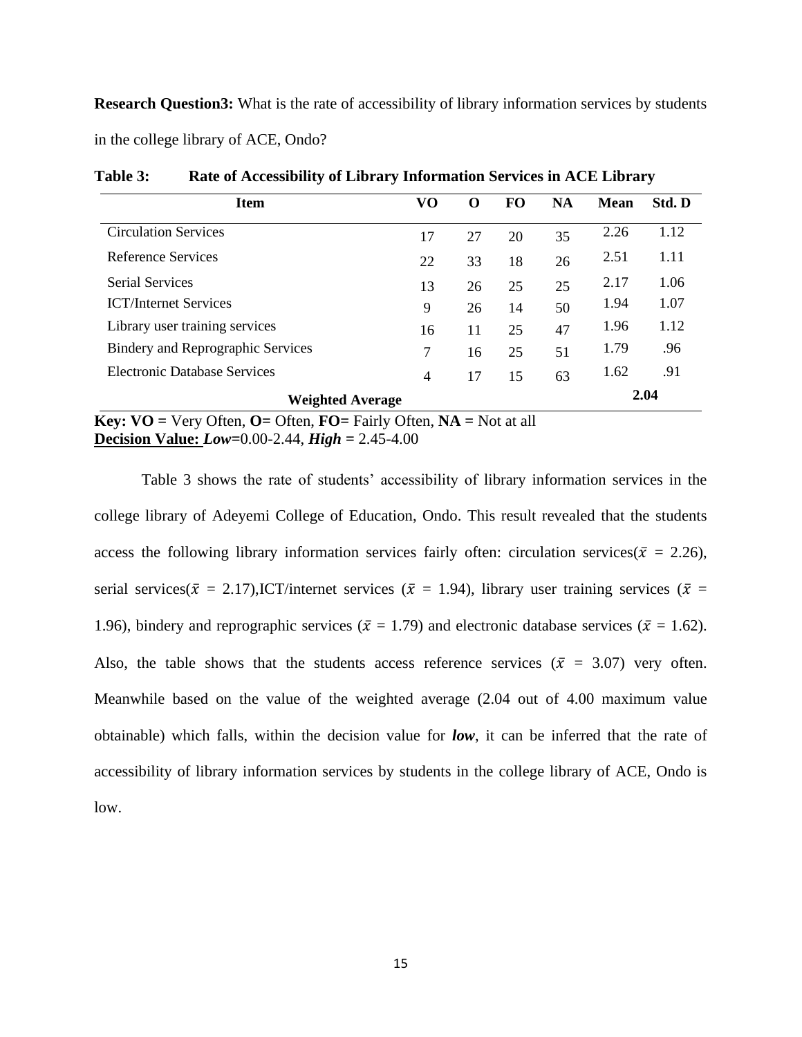**Research Question3:** What is the rate of accessibility of library information services by students in the college library of ACE, Ondo?

**Table 3: Rate of Accessibility of Library Information Services in ACE Library**

| Item | VO | O | FO | NA | Mean | Std. D |
|---|---|---|---|---|---|---|
| Circulation Services | 17 | 27 | 20 | 35 | 2.26 | 1.12 |
| Reference Services | 22 | 33 | 18 | 26 | 2.51 | 1.11 |
| Serial Services | 13 | 26 | 25 | 25 | 2.17 | 1.06 |
| ICT/Internet Services | 9 | 26 | 14 | 50 | 1.94 | 1.07 |
| Library user training services | 16 | 11 | 25 | 47 | 1.96 | 1.12 |
| Bindery and Reprographic Services | 7 | 16 | 25 | 51 | 1.79 | .96 |
| Electronic Database Services | 4 | 17 | 15 | 63 | 1.62 | .91 |
| **Weighted Average** | | | | | **2.04** | |

**Key: VO =** Very Often, **O=** Often, **FO=** Fairly Often, **NA =** Not at all
**Decision Value:** ***Low*=**0.00-2.44, ***High* =** 2.45-4.00

Table 3 shows the rate of students' accessibility of library information services in the college library of Adeyemi College of Education, Ondo. This result revealed that the students access the following library information services fairly often: circulation services($\bar{x}$ = 2.26), serial services($\bar{x}$ = 2.17),ICT/internet services ($\bar{x}$ = 1.94), library user training services ($\bar{x}$ = 1.96), bindery and reprographic services ($\bar{x}$ = 1.79) and electronic database services ($\bar{x}$ = 1.62). Also, the table shows that the students access reference services ($\bar{x}$ = 3.07) very often. Meanwhile based on the value of the weighted average (2.04 out of 4.00 maximum value obtainable) which falls, within the decision value for ***low***, it can be inferred that the rate of accessibility of library information services by students in the college library of ACE, Ondo is low.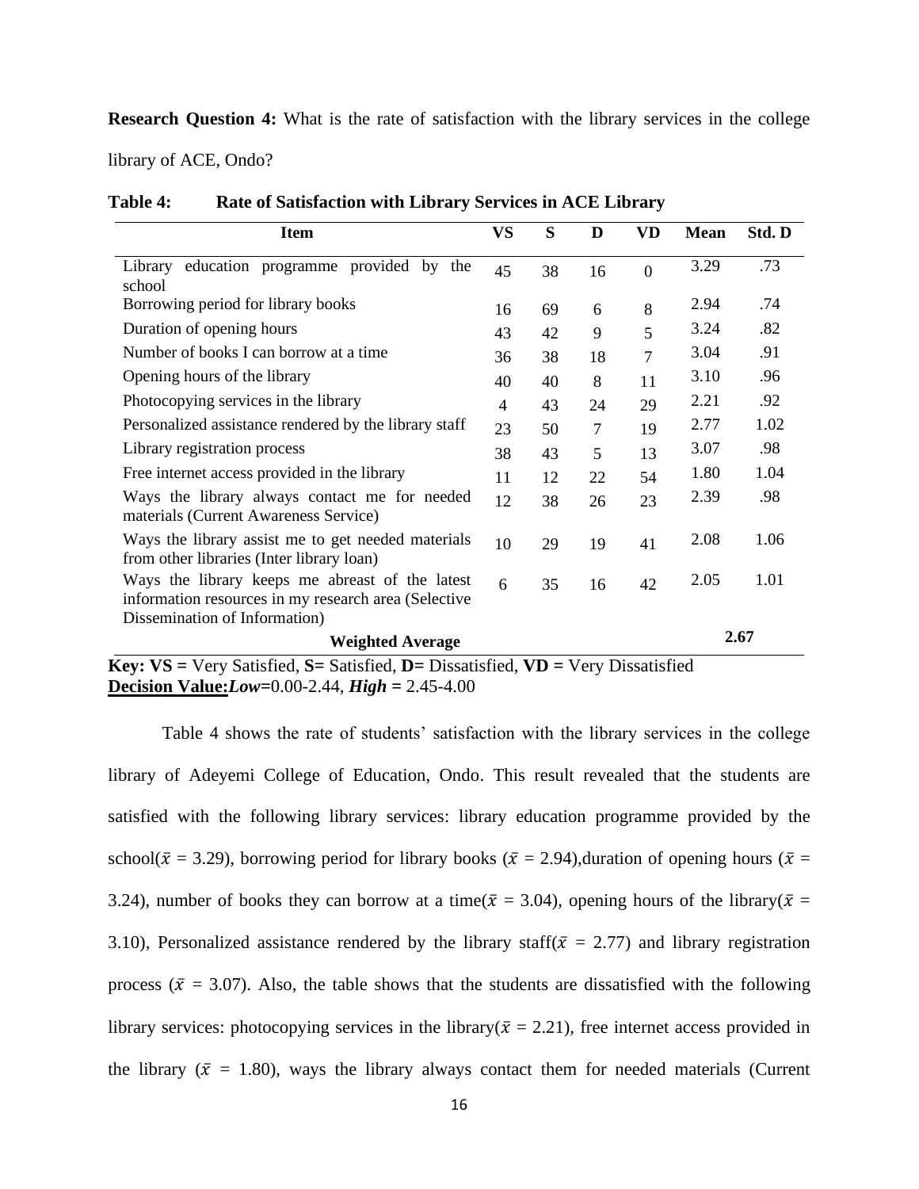**Research Question 4:** What is the rate of satisfaction with the library services in the college library of ACE, Ondo?

**Table 4: Rate of Satisfaction with Library Services in ACE Library**

| Item | VS | S | D | VD | Mean | Std. D |
|---|---|---|---|---|---|---|
| Library education programme provided by the school | 45 | 38 | 16 | 0 | 3.29 | .73 |
| Borrowing period for library books | 16 | 69 | 6 | 8 | 2.94 | .74 |
| Duration of opening hours | 43 | 42 | 9 | 5 | 3.24 | .82 |
| Number of books I can borrow at a time | 36 | 38 | 18 | 7 | 3.04 | .91 |
| Opening hours of the library | 40 | 40 | 8 | 11 | 3.10 | .96 |
| Photocopying services in the library | 4 | 43 | 24 | 29 | 2.21 | .92 |
| Personalized assistance rendered by the library staff | 23 | 50 | 7 | 19 | 2.77 | 1.02 |
| Library registration process | 38 | 43 | 5 | 13 | 3.07 | .98 |
| Free internet access provided in the library | 11 | 12 | 22 | 54 | 1.80 | 1.04 |
| Ways the library always contact me for needed materials (Current Awareness Service) | 12 | 38 | 26 | 23 | 2.39 | .98 |
| Ways the library assist me to get needed materials from other libraries (Inter library loan) | 10 | 29 | 19 | 41 | 2.08 | 1.06 |
| Ways the library keeps me abreast of the latest information resources in my research area (Selective Dissemination of Information) | 6 | 35 | 16 | 42 | 2.05 | 1.01 |
| **Weighted Average** | | | | | | **2.67** |

**Key: VS =** Very Satisfied, **S=** Satisfied, **D=** Dissatisfied, **VD =** Very Dissatisfied
**Decision Value:** ***Low***=0.00-2.44, ***High*** = 2.45-4.00

Table 4 shows the rate of students' satisfaction with the library services in the college library of Adeyemi College of Education, Ondo. This result revealed that the students are satisfied with the following library services: library education programme provided by the school($\bar{x}$ = 3.29), borrowing period for library books ($\bar{x}$ = 2.94),duration of opening hours ($\bar{x}$ = 3.24), number of books they can borrow at a time($\bar{x}$ = 3.04), opening hours of the library($\bar{x}$ = 3.10), Personalized assistance rendered by the library staff($\bar{x}$ = 2.77) and library registration process ($\bar{x}$ = 3.07). Also, the table shows that the students are dissatisfied with the following library services: photocopying services in the library($\bar{x}$ = 2.21), free internet access provided in the library ($\bar{x}$ = 1.80), ways the library always contact them for needed materials (Current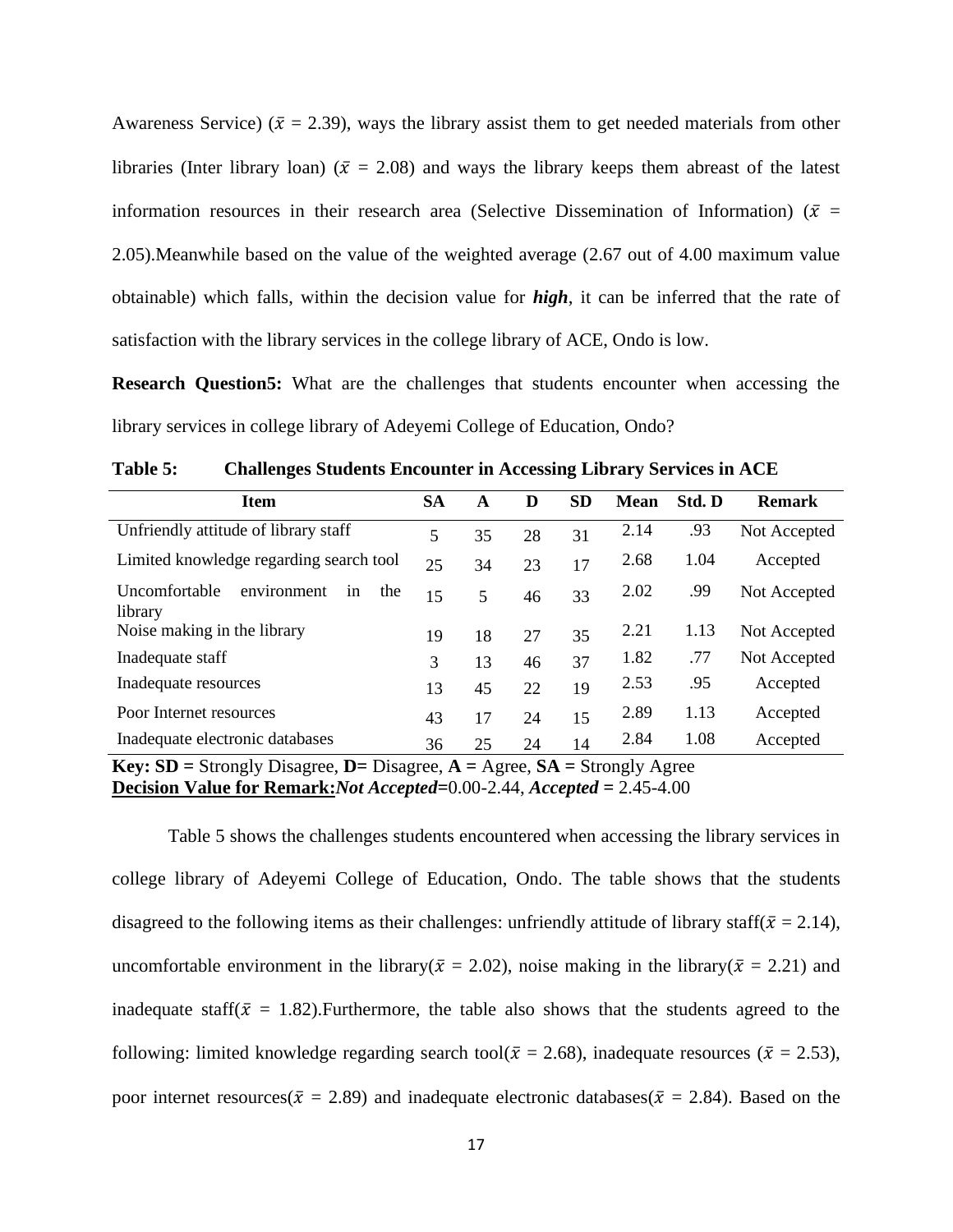Awareness Service) ($\bar{x}$ = 2.39), ways the library assist them to get needed materials from other libraries (Inter library loan) ($\bar{x}$ = 2.08) and ways the library keeps them abreast of the latest information resources in their research area (Selective Dissemination of Information) ($\bar{x}$ = 2.05).Meanwhile based on the value of the weighted average (2.67 out of 4.00 maximum value obtainable) which falls, within the decision value for ***high***, it can be inferred that the rate of satisfaction with the library services in the college library of ACE, Ondo is low.

**Research Question5:** What are the challenges that students encounter when accessing the library services in college library of Adeyemi College of Education, Ondo?

**Table 5: Challenges Students Encounter in Accessing Library Services in ACE**

| Item | SA | A | D | SD | Mean | Std. D | Remark |
|---|---|---|---|---|---|---|---|
| Unfriendly attitude of library staff | 5 | 35 | 28 | 31 | 2.14 | .93 | Not Accepted |
| Limited knowledge regarding search tool | 25 | 34 | 23 | 17 | 2.68 | 1.04 | Accepted |
| Uncomfortable environment in the library | 15 | 5 | 46 | 33 | 2.02 | .99 | Not Accepted |
| Noise making in the library | 19 | 18 | 27 | 35 | 2.21 | 1.13 | Not Accepted |
| Inadequate staff | 3 | 13 | 46 | 37 | 1.82 | .77 | Not Accepted |
| Inadequate resources | 13 | 45 | 22 | 19 | 2.53 | .95 | Accepted |
| Poor Internet resources | 43 | 17 | 24 | 15 | 2.89 | 1.13 | Accepted |
| Inadequate electronic databases | 36 | 25 | 24 | 14 | 2.84 | 1.08 | Accepted |

**Key: SD =** Strongly Disagree, **D=** Disagree, **A =** Agree, **SA =** Strongly Agree
**Decision Value for Remark:*****Not Accepted***=0.00-2.44, ***Accepted*** **=** 2.45-4.00

Table 5 shows the challenges students encountered when accessing the library services in college library of Adeyemi College of Education, Ondo. The table shows that the students disagreed to the following items as their challenges: unfriendly attitude of library staff($\bar{x}$ = 2.14), uncomfortable environment in the library($\bar{x}$ = 2.02), noise making in the library($\bar{x}$ = 2.21) and inadequate staff($\bar{x}$ = 1.82).Furthermore, the table also shows that the students agreed to the following: limited knowledge regarding search tool($\bar{x}$ = 2.68), inadequate resources ($\bar{x}$ = 2.53), poor internet resources($\bar{x}$ = 2.89) and inadequate electronic databases($\bar{x}$ = 2.84). Based on the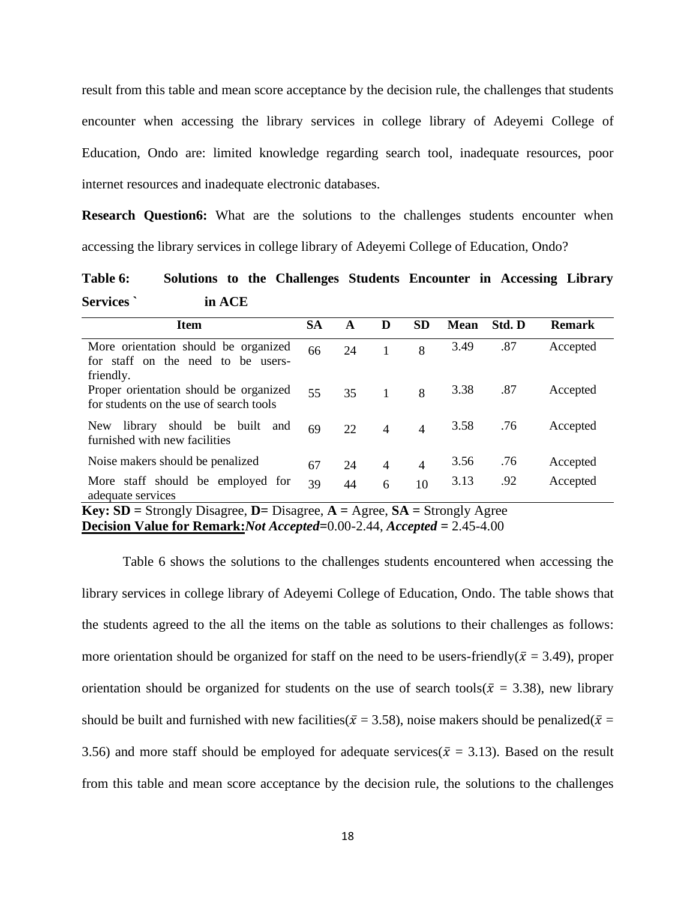result from this table and mean score acceptance by the decision rule, the challenges that students encounter when accessing the library services in college library of Adeyemi College of Education, Ondo are: limited knowledge regarding search tool, inadequate resources, poor internet resources and inadequate electronic databases.

**Research Question6:** What are the solutions to the challenges students encounter when accessing the library services in college library of Adeyemi College of Education, Ondo?

**Table 6: Solutions to the Challenges Students Encounter in Accessing Library Services ` in ACE**

| Item | SA | A | D | SD | Mean | Std. D | Remark |
|---|---|---|---|---|---|---|---|
| More orientation should be organized for staff on the need to be users-friendly. | 66 | 24 | 1 | 8 | 3.49 | .87 | Accepted |
| Proper orientation should be organized for students on the use of search tools | 55 | 35 | 1 | 8 | 3.38 | .87 | Accepted |
| New library should be built and furnished with new facilities | 69 | 22 | 4 | 4 | 3.58 | .76 | Accepted |
| Noise makers should be penalized | 67 | 24 | 4 | 4 | 3.56 | .76 | Accepted |
| More staff should be employed for adequate services | 39 | 44 | 6 | 10 | 3.13 | .92 | Accepted |

**Key: SD =** Strongly Disagree, **D=** Disagree, **A =** Agree, **SA =** Strongly Agree
**Decision Value for Remark:** ***Not Accepted***=0.00-2.44, ***Accepted*** = 2.45-4.00

Table 6 shows the solutions to the challenges students encountered when accessing the library services in college library of Adeyemi College of Education, Ondo. The table shows that the students agreed to the all the items on the table as solutions to their challenges as follows: more orientation should be organized for staff on the need to be users-friendly($\bar{x}$ = 3.49), proper orientation should be organized for students on the use of search tools($\bar{x}$ = 3.38), new library should be built and furnished with new facilities($\bar{x}$ = 3.58), noise makers should be penalized($\bar{x}$ = 3.56) and more staff should be employed for adequate services($\bar{x}$ = 3.13). Based on the result from this table and mean score acceptance by the decision rule, the solutions to the challenges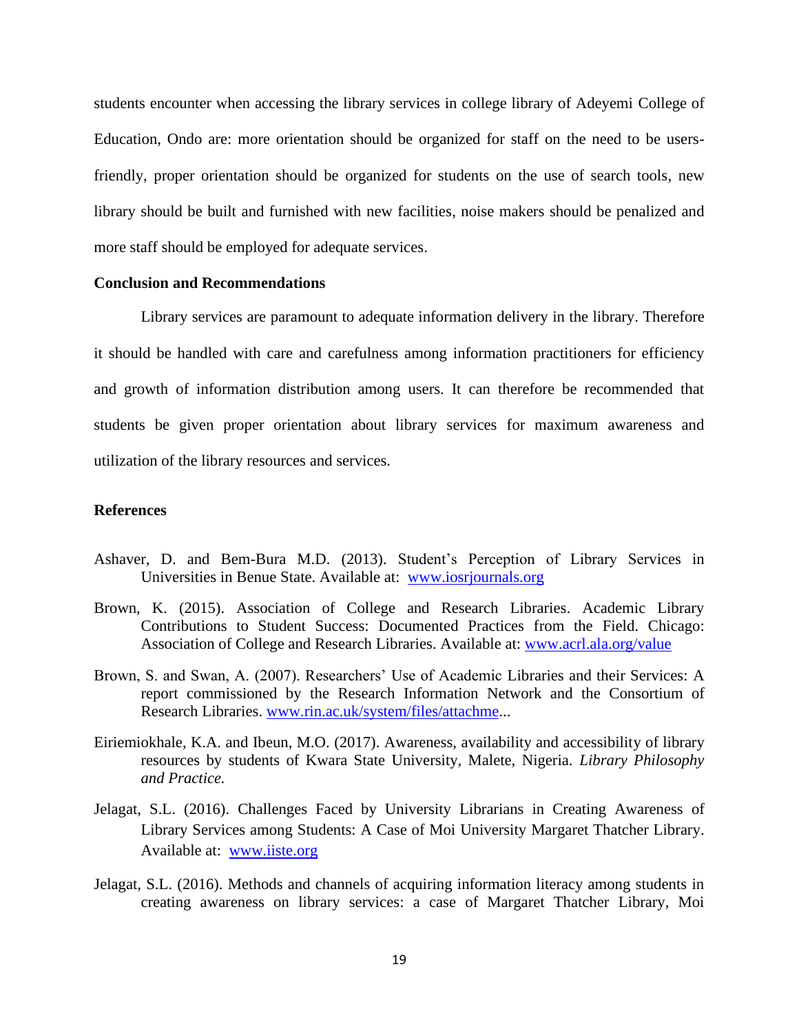students encounter when accessing the library services in college library of Adeyemi College of Education, Ondo are: more orientation should be organized for staff on the need to be users-friendly, proper orientation should be organized for students on the use of search tools, new library should be built and furnished with new facilities, noise makers should be penalized and more staff should be employed for adequate services.

## Conclusion and Recommendations

Library services are paramount to adequate information delivery in the library. Therefore it should be handled with care and carefulness among information practitioners for efficiency and growth of information distribution among users. It can therefore be recommended that students be given proper orientation about library services for maximum awareness and utilization of the library resources and services.

## References

Ashaver, D. and Bem-Bura M.D. (2013). Student's Perception of Library Services in Universities in Benue State. Available at: www.iosrjournals.org

Brown, K. (2015). Association of College and Research Libraries. Academic Library Contributions to Student Success: Documented Practices from the Field. Chicago: Association of College and Research Libraries. Available at: www.acrl.ala.org/value

Brown, S. and Swan, A. (2007). Researchers' Use of Academic Libraries and their Services: A report commissioned by the Research Information Network and the Consortium of Research Libraries. www.rin.ac.uk/system/files/attachme...

Eiriemiokhale, K.A. and Ibeun, M.O. (2017). Awareness, availability and accessibility of library resources by students of Kwara State University, Malete, Nigeria. *Library Philosophy and Practice.*

Jelagat, S.L. (2016). Challenges Faced by University Librarians in Creating Awareness of Library Services among Students: A Case of Moi University Margaret Thatcher Library. Available at: www.iiste.org

Jelagat, S.L. (2016). Methods and channels of acquiring information literacy among students in creating awareness on library services: a case of Margaret Thatcher Library, Moi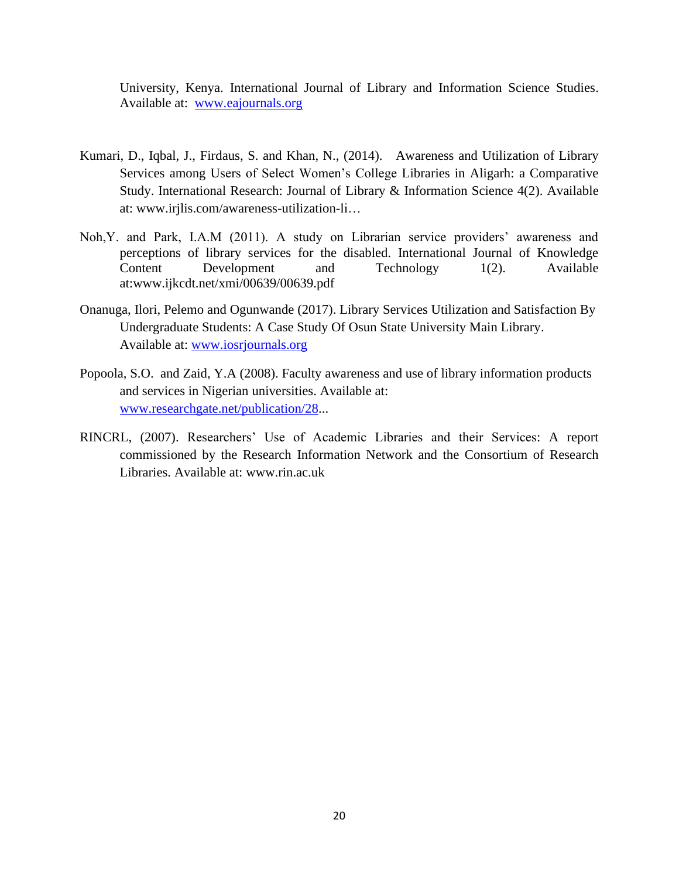University, Kenya. International Journal of Library and Information Science Studies. Available at: [www.eajournals.org](http://www.eajournals.org)

Kumari, D., Iqbal, J., Firdaus, S. and Khan, N., (2014). Awareness and Utilization of Library Services among Users of Select Women's College Libraries in Aligarh: a Comparative Study. International Research: Journal of Library & Information Science 4(2). Available at: www.irjlis.com/awareness-utilization-li…

Noh,Y. and Park, I.A.M (2011). A study on Librarian service providers' awareness and perceptions of library services for the disabled. International Journal of Knowledge Content Development and Technology 1(2). Available at:www.ijkcdt.net/xmi/00639/00639.pdf

Onanuga, Ilori, Pelemo and Ogunwande (2017). Library Services Utilization and Satisfaction By Undergraduate Students: A Case Study Of Osun State University Main Library. Available at: [www.iosrjournals.org](http://www.iosrjournals.org)

Popoola, S.O. and Zaid, Y.A (2008). Faculty awareness and use of library information products and services in Nigerian universities. Available at: [www.researchgate.net/publication/28](http://www.researchgate.net/publication/28)...

RINCRL, (2007). Researchers' Use of Academic Libraries and their Services: A report commissioned by the Research Information Network and the Consortium of Research Libraries. Available at: www.rin.ac.uk